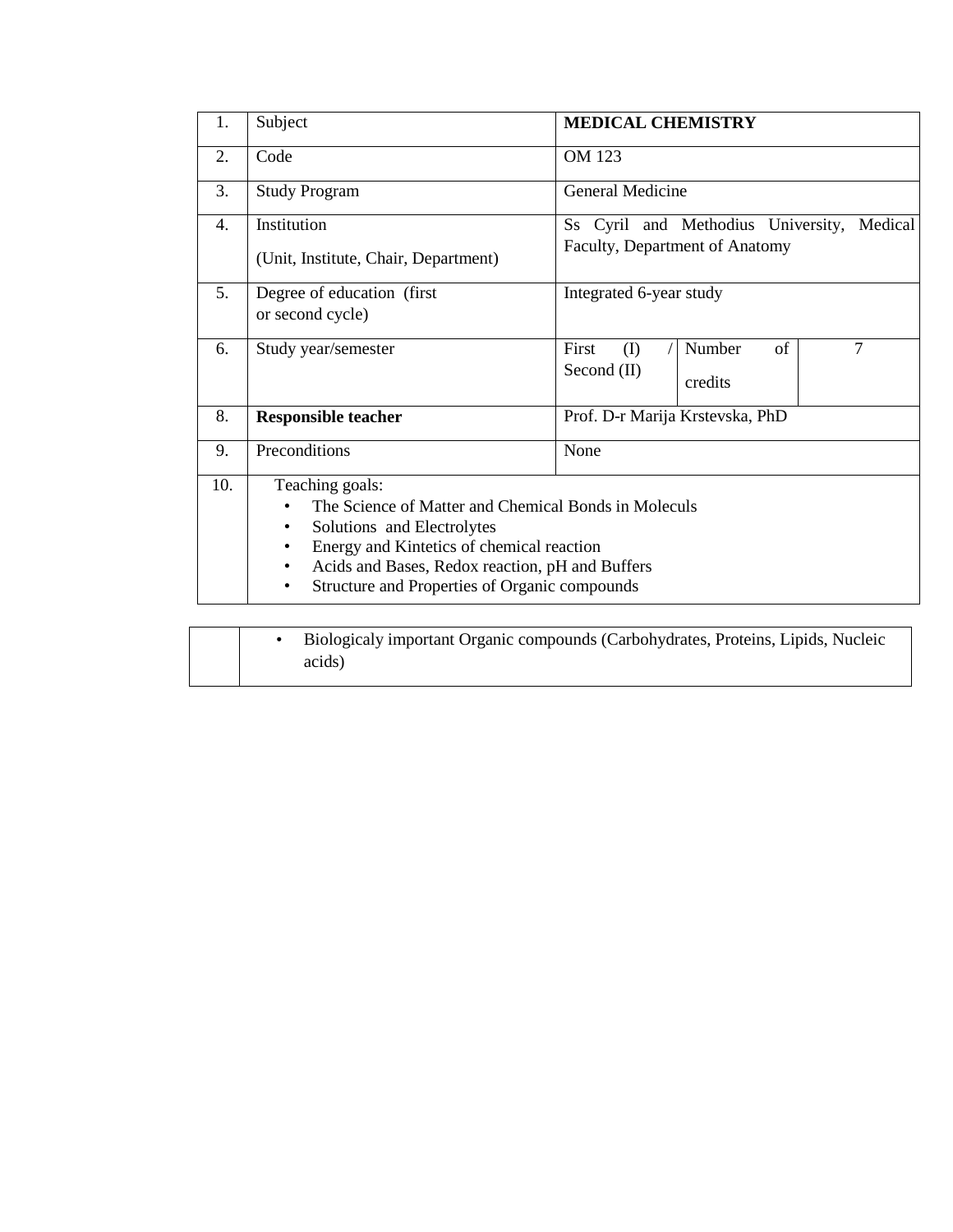| 1. | Subject | **MEDICAL CHEMISTRY** | | |
|---|---|---|---|---|
| 2. | Code | OM 123 | | |
| 3. | Study Program | General Medicine | | |
| 4. | Institution<br><br>(Unit, Institute, Chair, Department) | Ss Cyril and Methodius University, Medical Faculty, Department of Anatomy | | |
| 5. | Degree of education (first or second cycle) | Integrated 6-year study | | |
| 6. | Study year/semester | First (I) / Second (II) | Number of credits | 7 |
| 8. | **Responsible teacher** | Prof. D-r Marija Krstevska, PhD | | |
| 9. | Preconditions | None | | |
| 10. | Teaching goals:<br>• The Science of Matter and Chemical Bonds in Moleculs<br>• Solutions and Electrolytes<br>• Energy and Kintetics of chemical reaction<br>• Acids and Bases, Redox reaction, pH and Buffers<br>• Structure and Properties of Organic compounds<br>• Biologicaly important Organic compounds (Carbohydrates, Proteins, Lipids, Nucleic acids) | | | |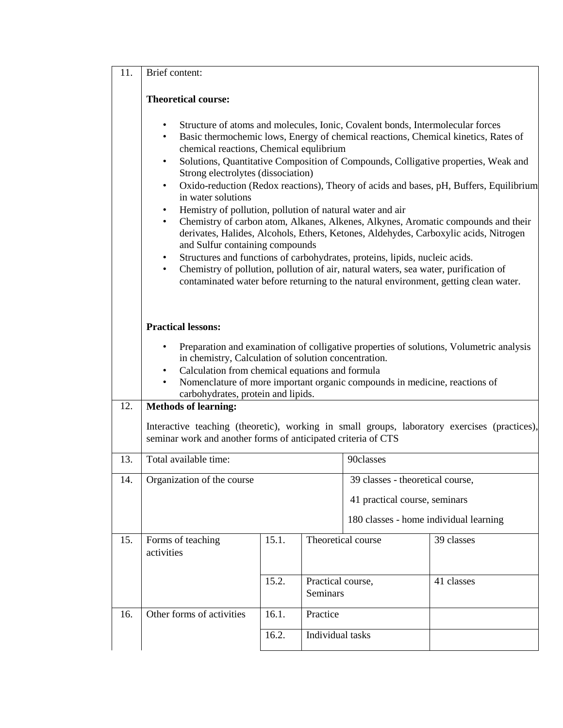| | | | | |
|---|---|---|---|---|
| 11. | Brief content:<br><br>**Theoretical course:**<br><br>• Structure of atoms and molecules, Ionic, Covalent bonds, Intermolecular forces<br>• Basic thermochemic lows, Energy of chemical reactions, Chemical kinetics, Rates of chemical reactions, Chemical equlibrium<br>• Solutions, Quantitative Composition of Compounds, Colligative properties, Weak and Strong electrolytes (dissociation)<br>• Oxido-reduction (Redox reactions), Theory of acids and bases, pH, Buffers, Equilibrium in water solutions<br>• Hemistry of pollution, pollution of natural water and air<br>• Chemistry of carbon atom, Alkanes, Alkenes, Alkynes, Aromatic compounds and their derivates, Halides, Alcohols, Ethers, Ketones, Aldehydes, Carboxylic acids, Nitrogen and Sulfur containing compounds<br>• Structures and functions of carbohydrates, proteins, lipids, nucleic acids.<br>• Chemistry of pollution, pollution of air, natural waters, sea water, purification of contaminated water before returning to the natural environment, getting clean water.<br><br>**Practical lessons:**<br><br>• Preparation and examination of colligative properties of solutions, Volumetric analysis in chemistry, Calculation of solution concentration.<br>• Calculation from chemical equations and formula<br>• Nomenclature of more important organic compounds in medicine, reactions of carbohydrates, protein and lipids. | | | |
| 12. | **Methods of learning:**<br><br>Interactive teaching (theoretic), working in small groups, laboratory exercises (practices), seminar work and another forms of anticipated criteria of CTS | | | |
| 13. | Total available time: | | 90classes | |
| 14. | Organization of the course | | 39 classes - theoretical course,<br><br>41 practical course, seminars<br><br>180 classes - home individual learning | |
| 15. | Forms of teaching activities | 15.1. | Theoretical course | 39 classes |
| | | 15.2. | Practical course, Seminars | 41 classes |
| 16. | Other forms of activities | 16.1. | Practice | |
| | | 16.2. | Individual tasks | |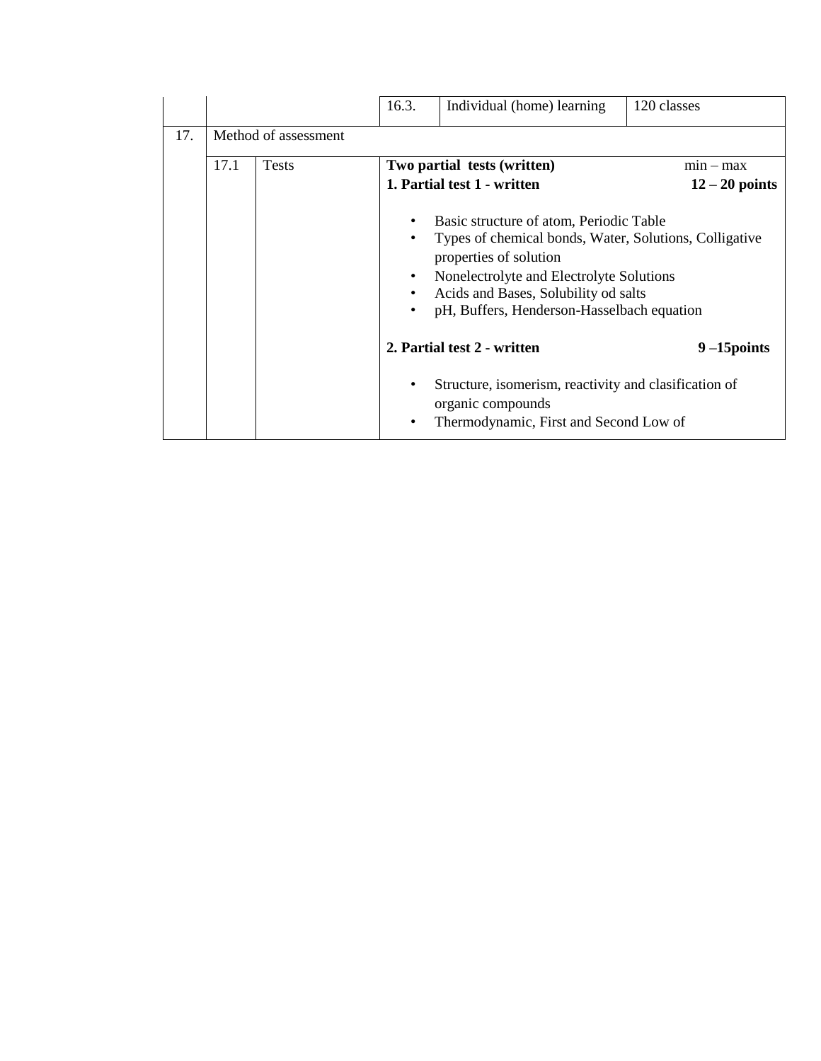|  |  |  | 16.3. | Individual (home) learning | 120 classes |
|---|---|---|---|---|---|
| 17. | Method of assessment | | | | |
|  | 17.1 | Tests | **Two partial tests (written)** min – max<br>**1. Partial test 1 - written** **12 – 20 points**<br>• Basic structure of atom, Periodic Table<br>• Types of chemical bonds, Water, Solutions, Colligative properties of solution<br>• Nonelectrolyte and Electrolyte Solutions<br>• Acids and Bases, Solubility od salts<br>• pH, Buffers, Henderson-Hasselbach equation<br>**2. Partial test 2 - written** **9 –15points**<br>• Structure, isomerism, reactivity and clasification of organic compounds<br>• Thermodynamic, First and Second Low of | | |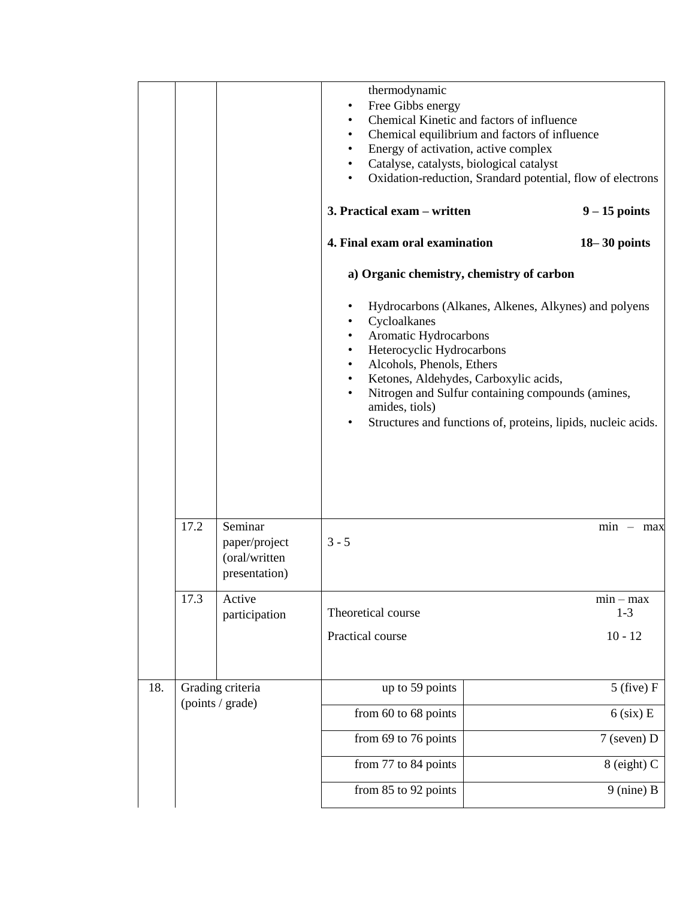| | | | |
|---|---|---|---|
| | | | thermodynamic<br>• Free Gibbs energy<br>• Chemical Kinetic and factors of influence<br>• Chemical equilibrium and factors of influence<br>• Energy of activation, active complex<br>• Catalyse, catalysts, biological catalyst<br>• Oxidation-reduction, Srandard potential, flow of electrons<br><br>**3. Practical exam – written** **9 – 15 points**<br><br>**4. Final exam oral examination** **18– 30 points**<br><br>**a) Organic chemistry, chemistry of carbon**<br><br>• Hydrocarbons (Alkanes, Alkenes, Alkynes) and polyens<br>• Cycloalkanes<br>• Aromatic Hydrocarbons<br>• Heterocyclic Hydrocarbons<br>• Alcohols, Phenols, Ethers<br>• Ketones, Aldehydes, Carboxylic acids,<br>• Nitrogen and Sulfur containing compounds (amines, amides, tiols)<br>• Structures and functions of, proteins, lipids, nucleic acids. |
| | 17.2 | Seminar paper/project (oral/written presentation) | min – max<br>3 - 5 |
| | 17.3 | Active participation | min – max<br>Theoretical course 1-3<br>Practical course 10 - 12 |

| | | | |
|---|---|---|---|
| 18. | Grading criteria (points / grade) | up to 59 points | 5 (five) F |
| | | from 60 to 68 points | 6 (six) E |
| | | from 69 to 76 points | 7 (seven) D |
| | | from 77 to 84 points | 8 (eight) C |
| | | from 85 to 92 points | 9 (nine) B |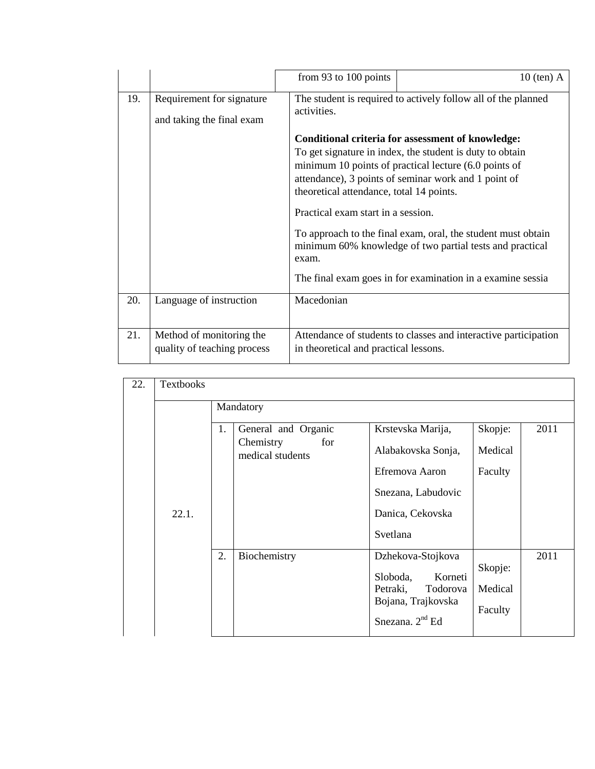| | | | |
|---|---|---|---|
| | | from 93 to 100 points | 10 (ten) A |
| 19. | Requirement for signature and taking the final exam | The student is required to actively follow all of the planned activities.<br><br>**Conditional criteria for assessment of knowledge:**<br>To get signature in index, the student is duty to obtain minimum 10 points of practical lecture (6.0 points of attendance), 3 points of seminar work and 1 point of theoretical attendance, total 14 points.<br><br>Practical exam start in a session.<br><br>To approach to the final exam, oral, the student must obtain minimum 60% knowledge of two partial tests and practical exam.<br><br>The final exam goes in for examination in a examine sessia | |
| 20. | Language of instruction | Macedonian | |
| 21. | Method of monitoring the quality of teaching process | Attendance of students to classes and interactive participation in theoretical and practical lessons. | |

| | | | | | | |
|---|---|---|---|---|---|---|
| 22. | Textbooks | | | | | |
| | | Mandatory | | | | |
| | 22.1. | 1. | General and Organic Chemistry for medical students | Krstevska Marija, Alabakovska Sonja, Efremova Aaron Snezana, Labudovic Danica, Cekovska Svetlana | Skopje: Medical Faculty | 2011 |
| | | 2. | Biochemistry | Dzhekova-Stojkova Sloboda, Korneti Petraki, Todorova Bojana, Trajkovska Snezana. 2nd Ed | Skopje: Medical Faculty | 2011 |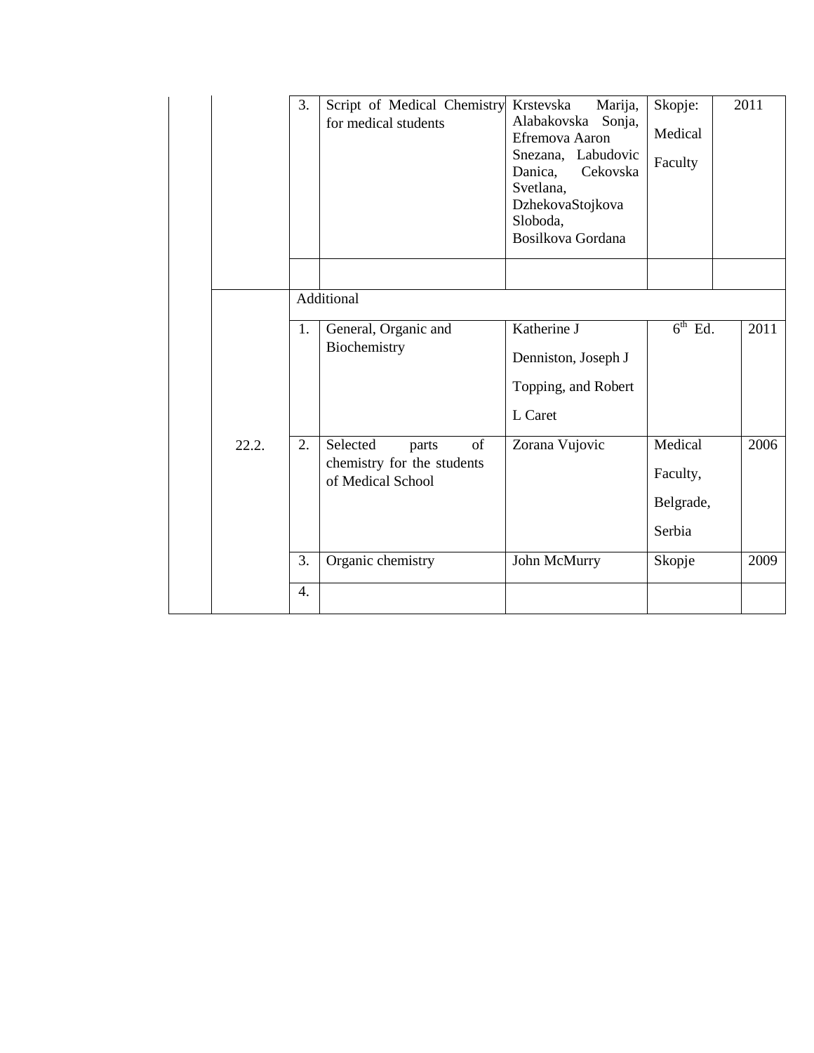| | | | | | | |
|---|---|---|---|---|---|---|
| | | 3. | Script of Medical Chemistry for medical students | Krstevska Marija, Alabakovska Sonja, Efremova Aaron Snezana, Labudovic Danica, Cekovska Svetlana, DzhekovaStojkova Sloboda, Bosilkova Gordana | Skopje: Medical Faculty | 2011 |
| | | | | | | |
| | 22.2. | Additional | | | | |
| | | 1. | General, Organic and Biochemistry | Katherine J Denniston, Joseph J Topping, and Robert L Caret | 6th Ed. | 2011 |
| | | 2. | Selected parts of chemistry for the students of Medical School | Zorana Vujovic | Medical Faculty, Belgrade, Serbia | 2006 |
| | | 3. | Organic chemistry | John McMurry | Skopje | 2009 |
| | | 4. | | | | |